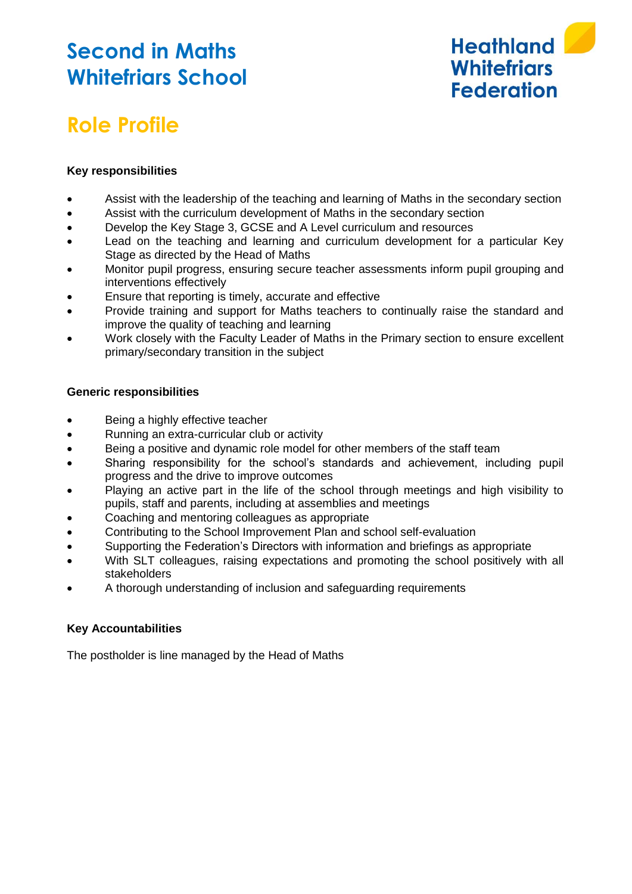# Second in Maths
# Whitefriars School

Heathland Whitefriars Federation

## Role Profile

**Key responsibilities**

- Assist with the leadership of the teaching and learning of Maths in the secondary section
- Assist with the curriculum development of Maths in the secondary section
- Develop the Key Stage 3, GCSE and A Level curriculum and resources
- Lead on the teaching and learning and curriculum development for a particular Key Stage as directed by the Head of Maths
- Monitor pupil progress, ensuring secure teacher assessments inform pupil grouping and interventions effectively
- Ensure that reporting is timely, accurate and effective
- Provide training and support for Maths teachers to continually raise the standard and improve the quality of teaching and learning
- Work closely with the Faculty Leader of Maths in the Primary section to ensure excellent primary/secondary transition in the subject

**Generic responsibilities**

- Being a highly effective teacher
- Running an extra-curricular club or activity
- Being a positive and dynamic role model for other members of the staff team
- Sharing responsibility for the school's standards and achievement, including pupil progress and the drive to improve outcomes
- Playing an active part in the life of the school through meetings and high visibility to pupils, staff and parents, including at assemblies and meetings
- Coaching and mentoring colleagues as appropriate
- Contributing to the School Improvement Plan and school self-evaluation
- Supporting the Federation's Directors with information and briefings as appropriate
- With SLT colleagues, raising expectations and promoting the school positively with all stakeholders
- A thorough understanding of inclusion and safeguarding requirements

**Key Accountabilities**

The postholder is line managed by the Head of Maths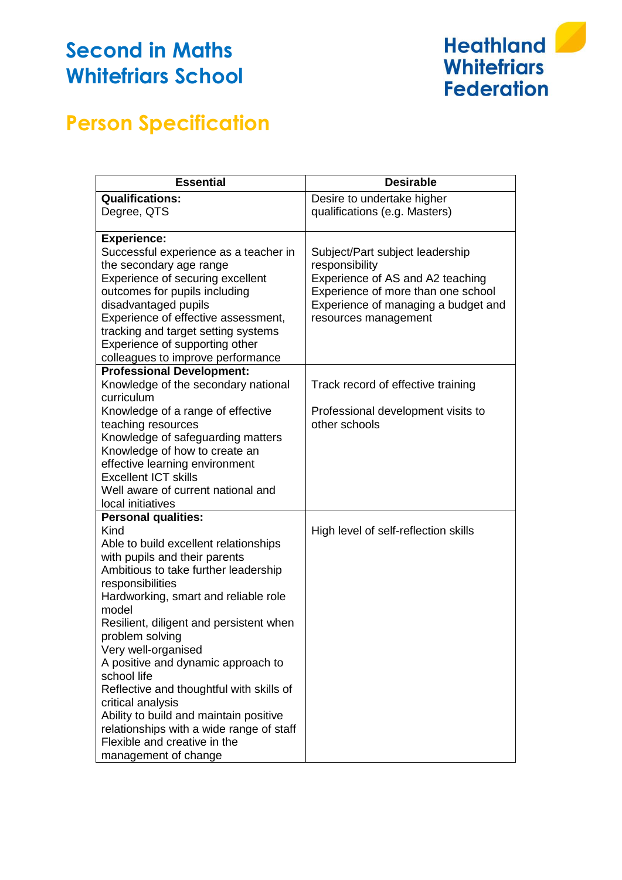# Second in Maths
# Whitefriars School

Heathland Whitefriars Federation

## Person Specification

| Essential | Desirable |
|---|---|
| **Qualifications:**<br>Degree, QTS | Desire to undertake higher qualifications (e.g. Masters) |
| **Experience:**<br>Successful experience as a teacher in the secondary age range<br>Experience of securing excellent outcomes for pupils including disadvantaged pupils<br>Experience of effective assessment, tracking and target setting systems<br>Experience of supporting other colleagues to improve performance | Subject/Part subject leadership responsibility<br>Experience of AS and A2 teaching<br>Experience of more than one school<br>Experience of managing a budget and resources management |
| **Professional Development:**<br>Knowledge of the secondary national curriculum<br>Knowledge of a range of effective teaching resources<br>Knowledge of safeguarding matters<br>Knowledge of how to create an effective learning environment<br>Excellent ICT skills<br>Well aware of current national and local initiatives | Track record of effective training<br><br>Professional development visits to other schools |
| **Personal qualities:**<br>Kind<br>Able to build excellent relationships with pupils and their parents<br>Ambitious to take further leadership responsibilities<br>Hardworking, smart and reliable role model<br>Resilient, diligent and persistent when problem solving<br>Very well-organised<br>A positive and dynamic approach to school life<br>Reflective and thoughtful with skills of critical analysis<br>Ability to build and maintain positive relationships with a wide range of staff<br>Flexible and creative in the management of change | High level of self-reflection skills |